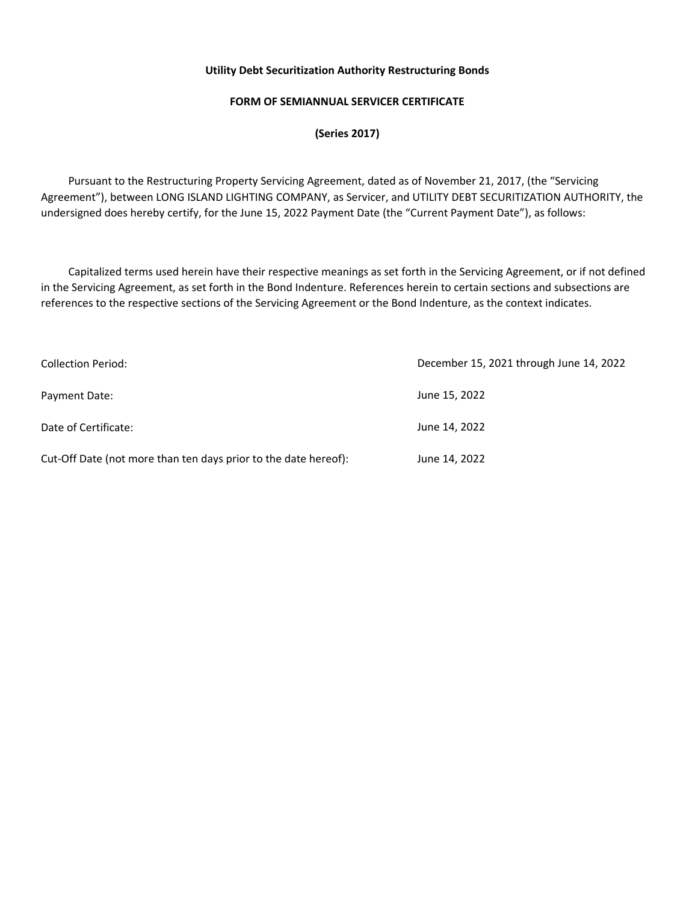**Utility Debt Securitization Authority Restructuring Bonds**

**FORM OF SEMIANNUAL SERVICER CERTIFICATE**

**(Series 2017)**

Pursuant to the Restructuring Property Servicing Agreement, dated as of November 21, 2017, (the "Servicing Agreement"), between LONG ISLAND LIGHTING COMPANY, as Servicer, and UTILITY DEBT SECURITIZATION AUTHORITY, the undersigned does hereby certify, for the June 15, 2022 Payment Date (the "Current Payment Date"), as follows:

Capitalized terms used herein have their respective meanings as set forth in the Servicing Agreement, or if not defined in the Servicing Agreement, as set forth in the Bond Indenture. References herein to certain sections and subsections are references to the respective sections of the Servicing Agreement or the Bond Indenture, as the context indicates.

| | |
|---|---|
| Collection Period: | December 15, 2021 through June 14, 2022 |
| Payment Date: | June 15, 2022 |
| Date of Certificate: | June 14, 2022 |
| Cut-Off Date (not more than ten days prior to the date hereof): | June 14, 2022 |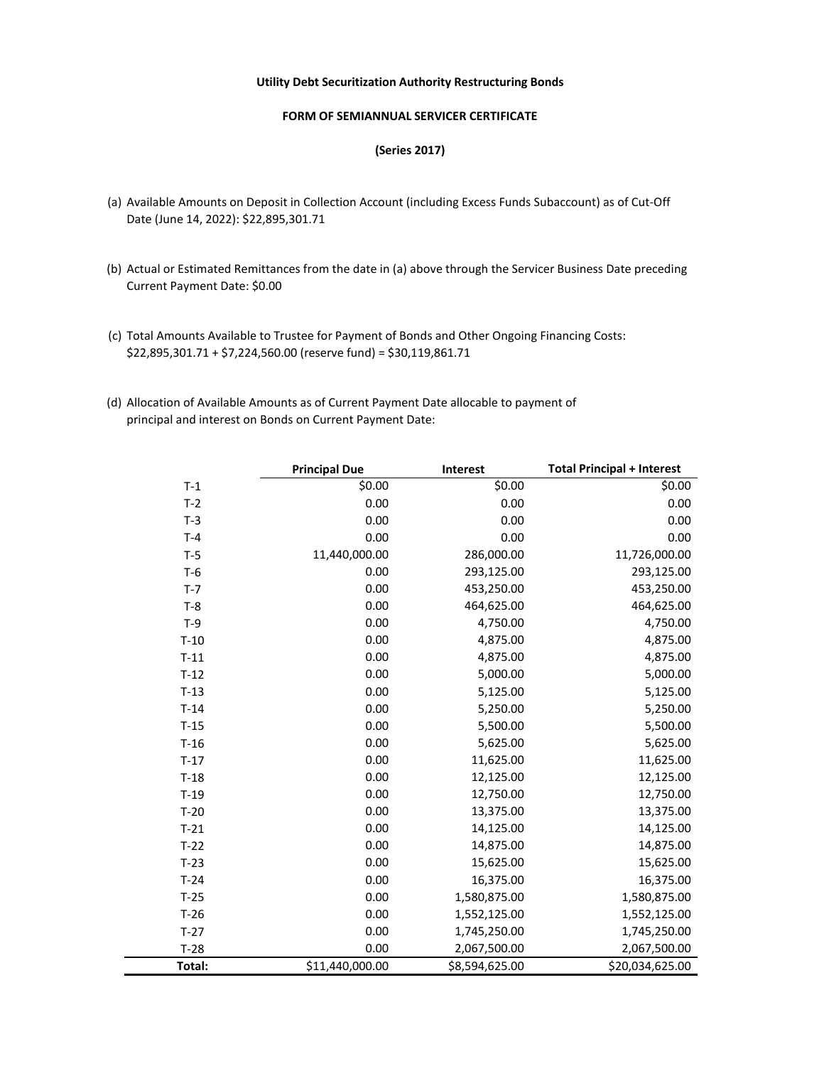**Utility Debt Securitization Authority Restructuring Bonds**

**FORM OF SEMIANNUAL SERVICER CERTIFICATE**

**(Series 2017)**

(a) Available Amounts on Deposit in Collection Account (including Excess Funds Subaccount) as of Cut-Off Date (June 14, 2022): $22,895,301.71

(b) Actual or Estimated Remittances from the date in (a) above through the Servicer Business Date preceding Current Payment Date: $0.00

(c) Total Amounts Available to Trustee for Payment of Bonds and Other Ongoing Financing Costs: $22,895,301.71 + $7,224,560.00 (reserve fund) = $30,119,861.71

(d) Allocation of Available Amounts as of Current Payment Date allocable to payment of principal and interest on Bonds on Current Payment Date:

| | Principal Due | Interest | Total Principal + Interest |
|---|---|---|---|
| T-1 | $0.00 | $0.00 | $0.00 |
| T-2 | 0.00 | 0.00 | 0.00 |
| T-3 | 0.00 | 0.00 | 0.00 |
| T-4 | 0.00 | 0.00 | 0.00 |
| T-5 | 11,440,000.00 | 286,000.00 | 11,726,000.00 |
| T-6 | 0.00 | 293,125.00 | 293,125.00 |
| T-7 | 0.00 | 453,250.00 | 453,250.00 |
| T-8 | 0.00 | 464,625.00 | 464,625.00 |
| T-9 | 0.00 | 4,750.00 | 4,750.00 |
| T-10 | 0.00 | 4,875.00 | 4,875.00 |
| T-11 | 0.00 | 4,875.00 | 4,875.00 |
| T-12 | 0.00 | 5,000.00 | 5,000.00 |
| T-13 | 0.00 | 5,125.00 | 5,125.00 |
| T-14 | 0.00 | 5,250.00 | 5,250.00 |
| T-15 | 0.00 | 5,500.00 | 5,500.00 |
| T-16 | 0.00 | 5,625.00 | 5,625.00 |
| T-17 | 0.00 | 11,625.00 | 11,625.00 |
| T-18 | 0.00 | 12,125.00 | 12,125.00 |
| T-19 | 0.00 | 12,750.00 | 12,750.00 |
| T-20 | 0.00 | 13,375.00 | 13,375.00 |
| T-21 | 0.00 | 14,125.00 | 14,125.00 |
| T-22 | 0.00 | 14,875.00 | 14,875.00 |
| T-23 | 0.00 | 15,625.00 | 15,625.00 |
| T-24 | 0.00 | 16,375.00 | 16,375.00 |
| T-25 | 0.00 | 1,580,875.00 | 1,580,875.00 |
| T-26 | 0.00 | 1,552,125.00 | 1,552,125.00 |
| T-27 | 0.00 | 1,745,250.00 | 1,745,250.00 |
| T-28 | 0.00 | 2,067,500.00 | 2,067,500.00 |
| **Total:** | $11,440,000.00 | $8,594,625.00 | $20,034,625.00 |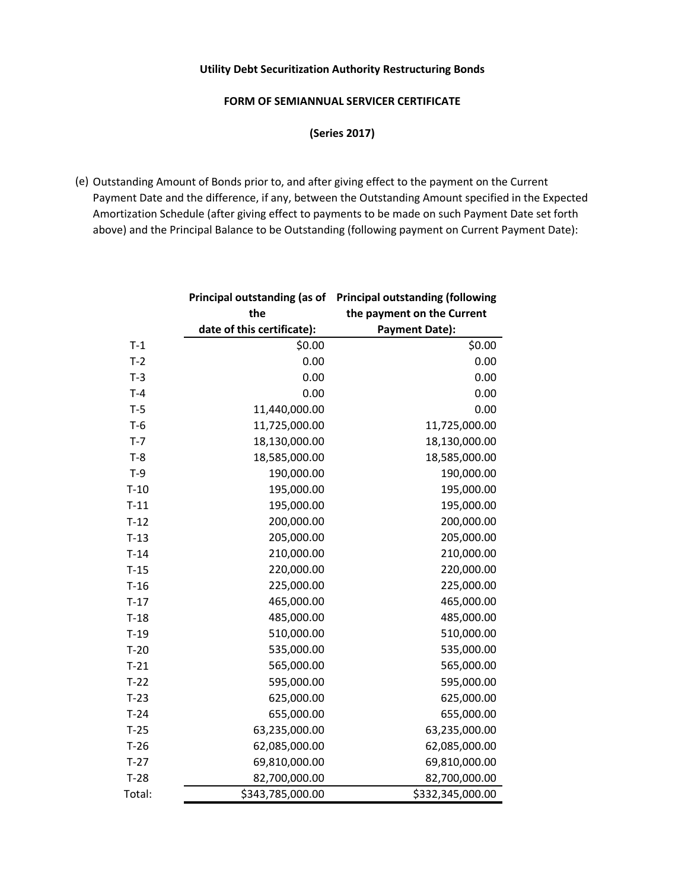**Utility Debt Securitization Authority Restructuring Bonds**

**FORM OF SEMIANNUAL SERVICER CERTIFICATE**

**(Series 2017)**

(e) Outstanding Amount of Bonds prior to, and after giving effect to the payment on the Current Payment Date and the difference, if any, between the Outstanding Amount specified in the Expected Amortization Schedule (after giving effect to payments to be made on such Payment Date set forth above) and the Principal Balance to be Outstanding (following payment on Current Payment Date):

| | Principal outstanding (as of the date of this certificate): | Principal outstanding (following the payment on the Current Payment Date): |
|---|---:|---:|
| T-1 | $0.00 | $0.00 |
| T-2 | 0.00 | 0.00 |
| T-3 | 0.00 | 0.00 |
| T-4 | 0.00 | 0.00 |
| T-5 | 11,440,000.00 | 0.00 |
| T-6 | 11,725,000.00 | 11,725,000.00 |
| T-7 | 18,130,000.00 | 18,130,000.00 |
| T-8 | 18,585,000.00 | 18,585,000.00 |
| T-9 | 190,000.00 | 190,000.00 |
| T-10 | 195,000.00 | 195,000.00 |
| T-11 | 195,000.00 | 195,000.00 |
| T-12 | 200,000.00 | 200,000.00 |
| T-13 | 205,000.00 | 205,000.00 |
| T-14 | 210,000.00 | 210,000.00 |
| T-15 | 220,000.00 | 220,000.00 |
| T-16 | 225,000.00 | 225,000.00 |
| T-17 | 465,000.00 | 465,000.00 |
| T-18 | 485,000.00 | 485,000.00 |
| T-19 | 510,000.00 | 510,000.00 |
| T-20 | 535,000.00 | 535,000.00 |
| T-21 | 565,000.00 | 565,000.00 |
| T-22 | 595,000.00 | 595,000.00 |
| T-23 | 625,000.00 | 625,000.00 |
| T-24 | 655,000.00 | 655,000.00 |
| T-25 | 63,235,000.00 | 63,235,000.00 |
| T-26 | 62,085,000.00 | 62,085,000.00 |
| T-27 | 69,810,000.00 | 69,810,000.00 |
| T-28 | 82,700,000.00 | 82,700,000.00 |
| Total: | $343,785,000.00 | $332,345,000.00 |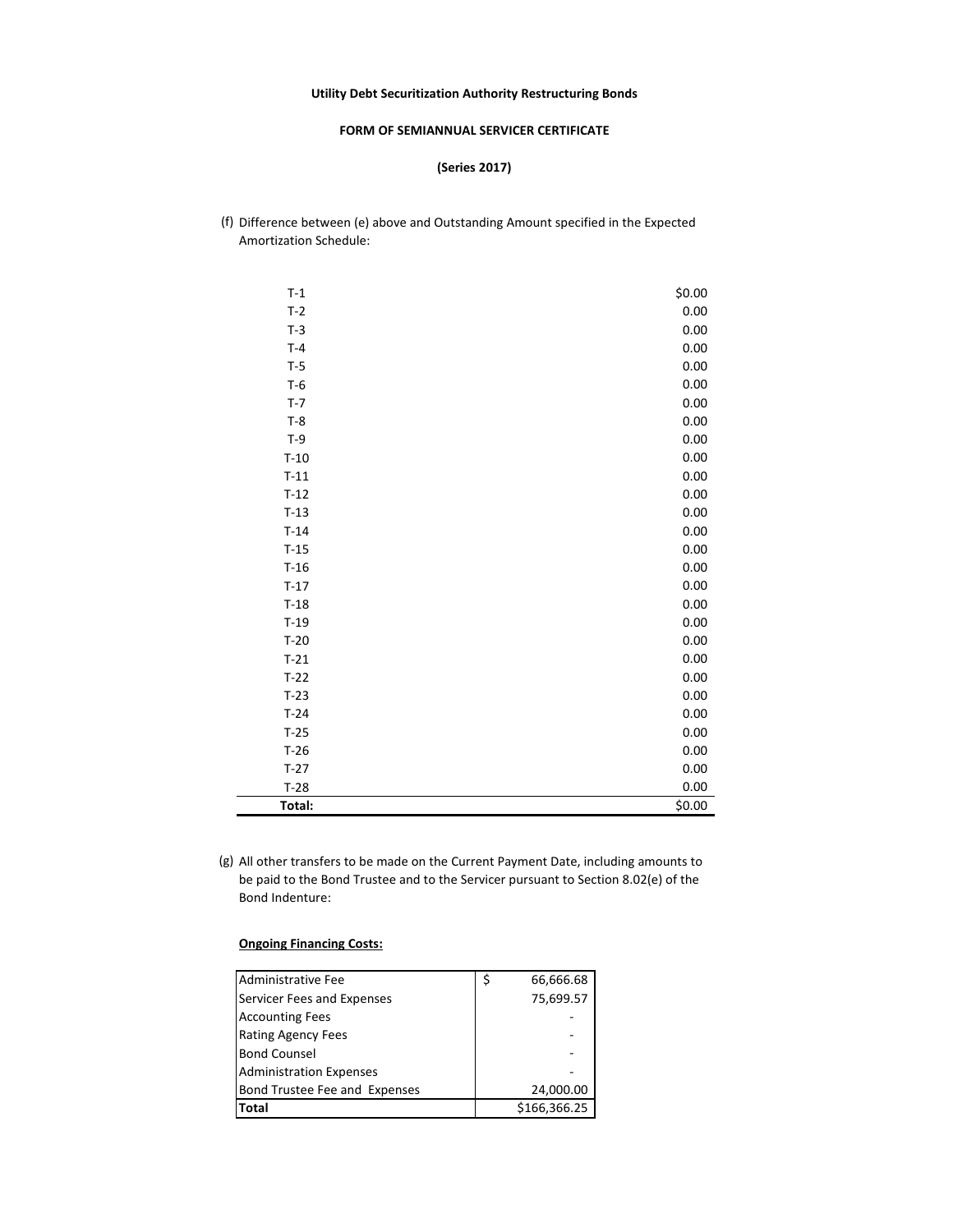**Utility Debt Securitization Authority Restructuring Bonds**

**FORM OF SEMIANNUAL SERVICER CERTIFICATE**

**(Series 2017)**

(f) Difference between (e) above and Outstanding Amount specified in the Expected Amortization Schedule:

| | |
|---|---|
| T-1 | $0.00 |
| T-2 | 0.00 |
| T-3 | 0.00 |
| T-4 | 0.00 |
| T-5 | 0.00 |
| T-6 | 0.00 |
| T-7 | 0.00 |
| T-8 | 0.00 |
| T-9 | 0.00 |
| T-10 | 0.00 |
| T-11 | 0.00 |
| T-12 | 0.00 |
| T-13 | 0.00 |
| T-14 | 0.00 |
| T-15 | 0.00 |
| T-16 | 0.00 |
| T-17 | 0.00 |
| T-18 | 0.00 |
| T-19 | 0.00 |
| T-20 | 0.00 |
| T-21 | 0.00 |
| T-22 | 0.00 |
| T-23 | 0.00 |
| T-24 | 0.00 |
| T-25 | 0.00 |
| T-26 | 0.00 |
| T-27 | 0.00 |
| T-28 | 0.00 |
| **Total:** | $0.00 |

(g) All other transfers to be made on the Current Payment Date, including amounts to be paid to the Bond Trustee and to the Servicer pursuant to Section 8.02(e) of the Bond Indenture:

**Ongoing Financing Costs:**

| | |
|---|---|
| Administrative Fee | $ 66,666.68 |
| Servicer Fees and Expenses | 75,699.57 |
| Accounting Fees | - |
| Rating Agency Fees | - |
| Bond Counsel | - |
| Administration Expenses | - |
| Bond Trustee Fee and Expenses | 24,000.00 |
| **Total** | $166,366.25 |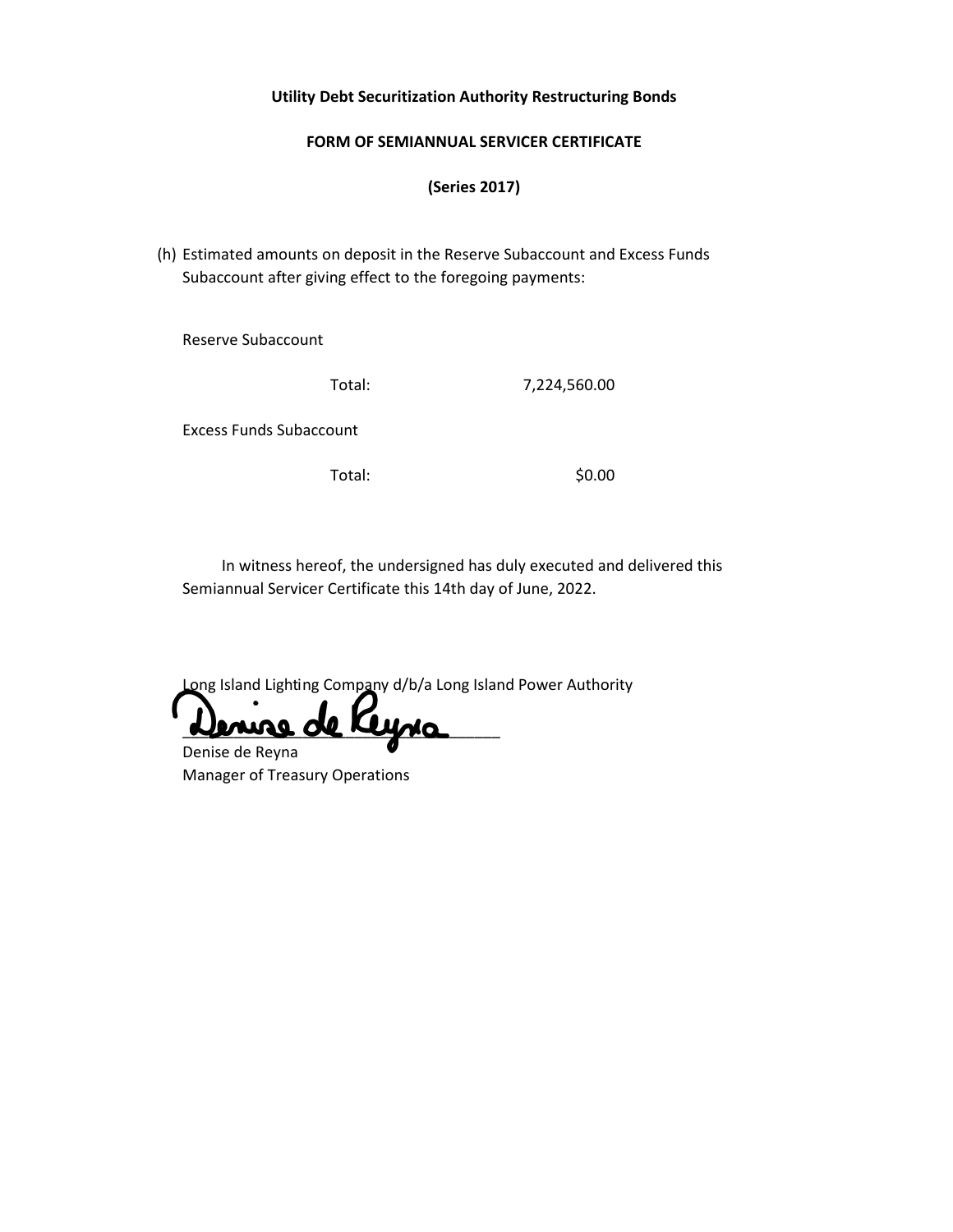**Utility Debt Securitization Authority Restructuring Bonds**

**FORM OF SEMIANNUAL SERVICER CERTIFICATE**

**(Series 2017)**

(h) Estimated amounts on deposit in the Reserve Subaccount and Excess Funds Subaccount after giving effect to the foregoing payments:

Reserve Subaccount

| | |
|---|---|
| Total: | 7,224,560.00 |

Excess Funds Subaccount

| | |
|---|---|
| Total: | $0.00 |

In witness hereof, the undersigned has duly executed and delivered this Semiannual Servicer Certificate this 14th day of June, 2022.

Long Island Lighting Company d/b/a Long Island Power Authority

Denise de Reyna

Denise de Reyna
Manager of Treasury Operations